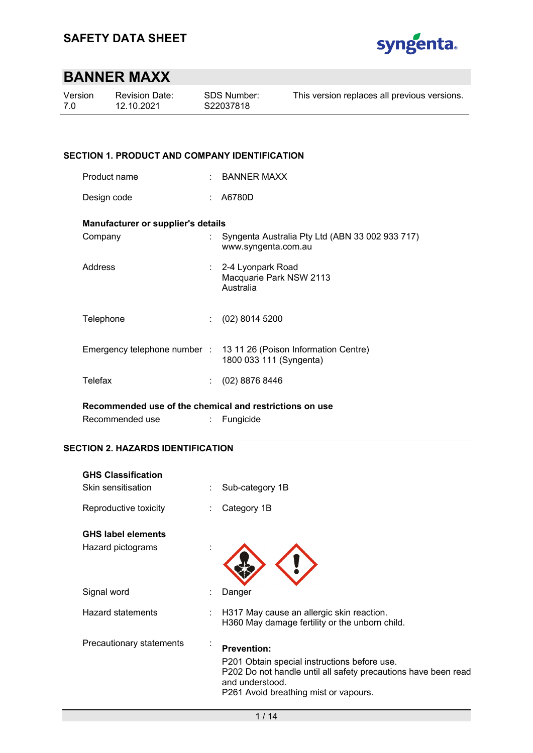SAFETY DATA SHEET

# BANNER MAXX

| Version | Revision Date: | SDS Number: | This version replaces all previous versions. |
|---|---|---|---|
| 7.0 | 12.10.2021 | S22037818 | |

## SECTION 1. PRODUCT AND COMPANY IDENTIFICATION

Product name : BANNER MAXX

Design code : A6780D

**Manufacturer or supplier's details**

Company : Syngenta Australia Pty Ltd (ABN 33 002 933 717)
www.syngenta.com.au

Address : 2-4 Lyonpark Road
Macquarie Park NSW 2113
Australia

Telephone : (02) 8014 5200

Emergency telephone number : 13 11 26 (Poison Information Centre)
1800 033 111 (Syngenta)

Telefax : (02) 8876 8446

**Recommended use of the chemical and restrictions on use**

Recommended use : Fungicide

## SECTION 2. HAZARDS IDENTIFICATION

**GHS Classification**

Skin sensitisation : Sub-category 1B

Reproductive toxicity : Category 1B

**GHS label elements**

Hazard pictograms :

Signal word : Danger

Hazard statements : H317 May cause an allergic skin reaction.
H360 May damage fertility or the unborn child.

Precautionary statements : **Prevention:**

P201 Obtain special instructions before use.
P202 Do not handle until all safety precautions have been read and understood.
P261 Avoid breathing mist or vapours.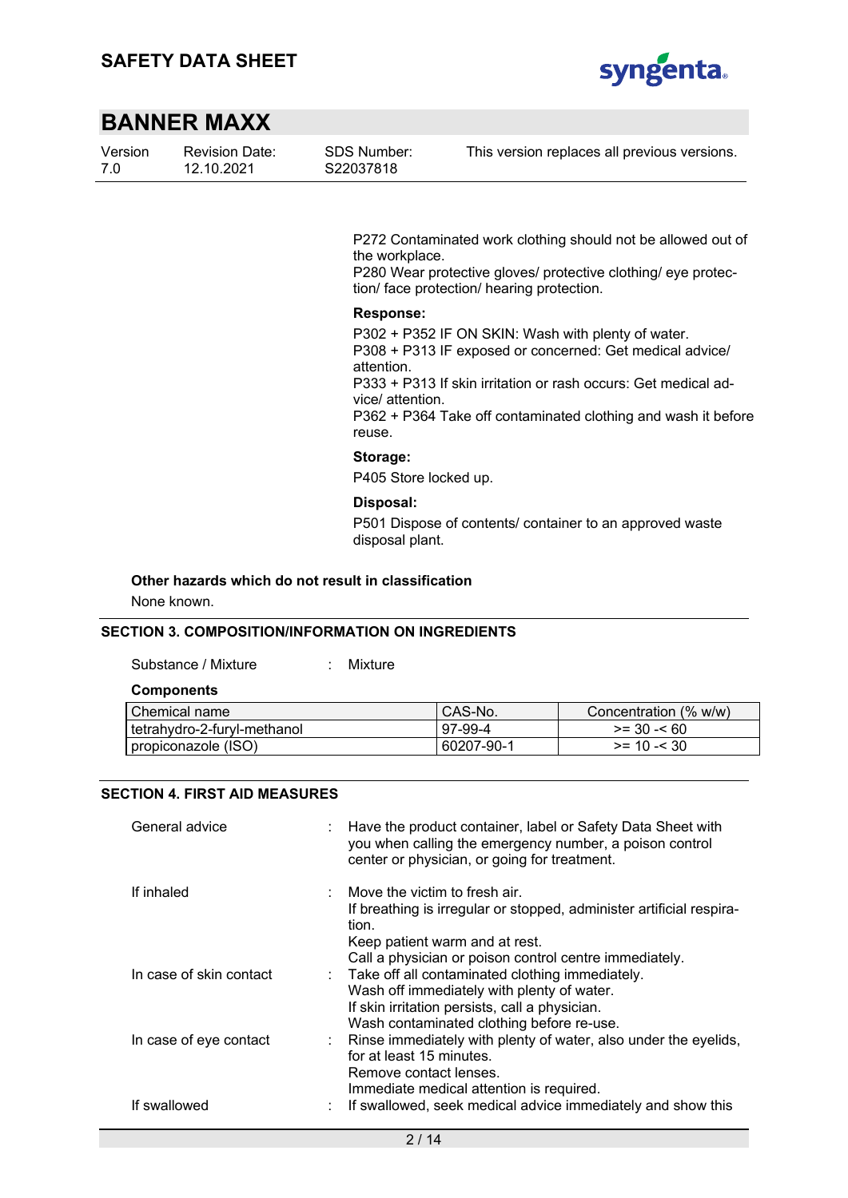P272 Contaminated work clothing should not be allowed out of the workplace.
P280 Wear protective gloves/ protective clothing/ eye protection/ face protection/ hearing protection.

**Response:**

P302 + P352 IF ON SKIN: Wash with plenty of water.
P308 + P313 IF exposed or concerned: Get medical advice/ attention.
P333 + P313 If skin irritation or rash occurs: Get medical advice/ attention.
P362 + P364 Take off contaminated clothing and wash it before reuse.

**Storage:**

P405 Store locked up.

**Disposal:**

P501 Dispose of contents/ container to an approved waste disposal plant.

**Other hazards which do not result in classification**

None known.

## SECTION 3. COMPOSITION/INFORMATION ON INGREDIENTS

Substance / Mixture : Mixture

**Components**

| Chemical name | CAS-No. | Concentration (% w/w) |
|---|---|---|
| tetrahydro-2-furyl-methanol | 97-99-4 | >= 30 -< 60 |
| propiconazole (ISO) | 60207-90-1 | >= 10 -< 30 |

## SECTION 4. FIRST AID MEASURES

General advice : Have the product container, label or Safety Data Sheet with you when calling the emergency number, a poison control center or physician, or going for treatment.

If inhaled : Move the victim to fresh air.
If breathing is irregular or stopped, administer artificial respiration.
Keep patient warm and at rest.
Call a physician or poison control centre immediately.

In case of skin contact : Take off all contaminated clothing immediately.
Wash off immediately with plenty of water.
If skin irritation persists, call a physician.
Wash contaminated clothing before re-use.

In case of eye contact : Rinse immediately with plenty of water, also under the eyelids, for at least 15 minutes.
Remove contact lenses.
Immediate medical attention is required.

If swallowed : If swallowed, seek medical advice immediately and show this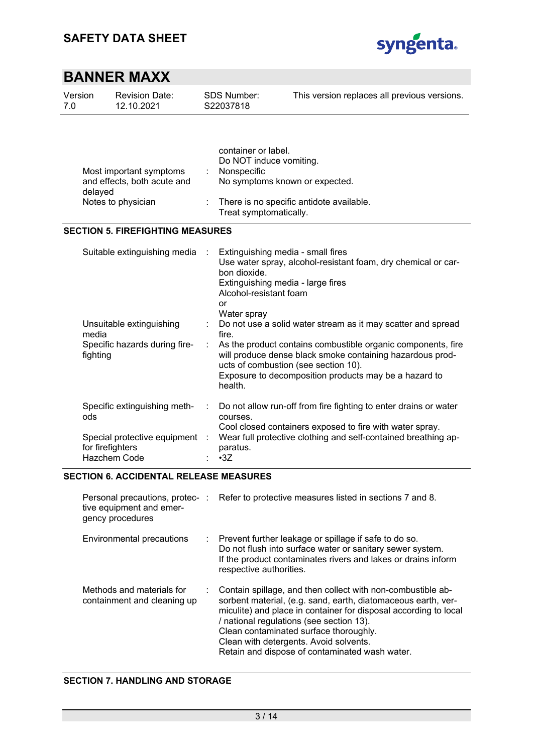| | | |
|---|---|---|
| | | container or label. Do NOT induce vomiting. |
| Most important symptoms and effects, both acute and delayed | : | Nonspecific No symptoms known or expected. |
| Notes to physician | : | There is no specific antidote available. Treat symptomatically. |

## SECTION 5. FIREFIGHTING MEASURES

| | | |
|---|---|---|
| Suitable extinguishing media | : | Extinguishing media - small fires<br>Use water spray, alcohol-resistant foam, dry chemical or carbon dioxide.<br>Extinguishing media - large fires<br>Alcohol-resistant foam<br>or<br>Water spray |
| Unsuitable extinguishing media | : | Do not use a solid water stream as it may scatter and spread fire. |
| Specific hazards during firefighting | : | As the product contains combustible organic components, fire will produce dense black smoke containing hazardous products of combustion (see section 10).<br>Exposure to decomposition products may be a hazard to health. |
| Specific extinguishing methods | : | Do not allow run-off from fire fighting to enter drains or water courses.<br>Cool closed containers exposed to fire with water spray. |
| Special protective equipment for firefighters | : | Wear full protective clothing and self-contained breathing apparatus. |
| Hazchem Code | : | •3Z |

## SECTION 6. ACCIDENTAL RELEASE MEASURES

| | | |
|---|---|---|
| Personal precautions, protective equipment and emergency procedures | : | Refer to protective measures listed in sections 7 and 8. |
| Environmental precautions | : | Prevent further leakage or spillage if safe to do so.<br>Do not flush into surface water or sanitary sewer system.<br>If the product contaminates rivers and lakes or drains inform respective authorities. |
| Methods and materials for containment and cleaning up | : | Contain spillage, and then collect with non-combustible absorbent material, (e.g. sand, earth, diatomaceous earth, vermiculite) and place in container for disposal according to local / national regulations (see section 13).<br>Clean contaminated surface thoroughly.<br>Clean with detergents. Avoid solvents.<br>Retain and dispose of contaminated wash water. |

## SECTION 7. HANDLING AND STORAGE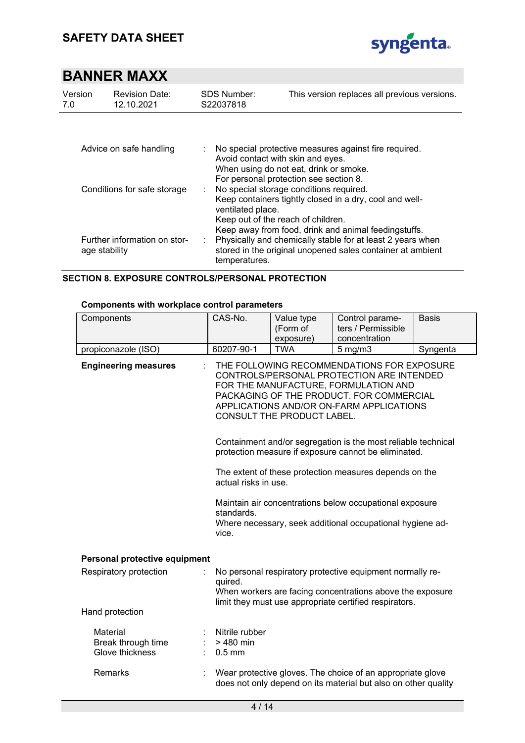Advice on safe handling : No special protective measures against fire required.
Avoid contact with skin and eyes.
When using do not eat, drink or smoke.
For personal protection see section 8.

Conditions for safe storage : No special storage conditions required.
Keep containers tightly closed in a dry, cool and well-ventilated place.
Keep out of the reach of children.
Keep away from food, drink and animal feedingstuffs.

Further information on storage stability : Physically and chemically stable for at least 2 years when stored in the original unopened sales container at ambient temperatures.

## SECTION 8. EXPOSURE CONTROLS/PERSONAL PROTECTION

**Components with workplace control parameters**

| Components | CAS-No. | Value type (Form of exposure) | Control parameters / Permissible concentration | Basis |
|---|---|---|---|---|
| propiconazole (ISO) | 60207-90-1 | TWA | 5 mg/m3 | Syngenta |

**Engineering measures** : THE FOLLOWING RECOMMENDATIONS FOR EXPOSURE CONTROLS/PERSONAL PROTECTION ARE INTENDED FOR THE MANUFACTURE, FORMULATION AND PACKAGING OF THE PRODUCT. FOR COMMERCIAL APPLICATIONS AND/OR ON-FARM APPLICATIONS CONSULT THE PRODUCT LABEL.

Containment and/or segregation is the most reliable technical protection measure if exposure cannot be eliminated.

The extent of these protection measures depends on the actual risks in use.

Maintain air concentrations below occupational exposure standards.
Where necessary, seek additional occupational hygiene advice.

**Personal protective equipment**

Respiratory protection : No personal respiratory protective equipment normally required.
When workers are facing concentrations above the exposure limit they must use appropriate certified respirators.

Hand protection

Material : Nitrile rubber
Break through time : > 480 min
Glove thickness : 0.5 mm

Remarks : Wear protective gloves. The choice of an appropriate glove does not only depend on its material but also on other quality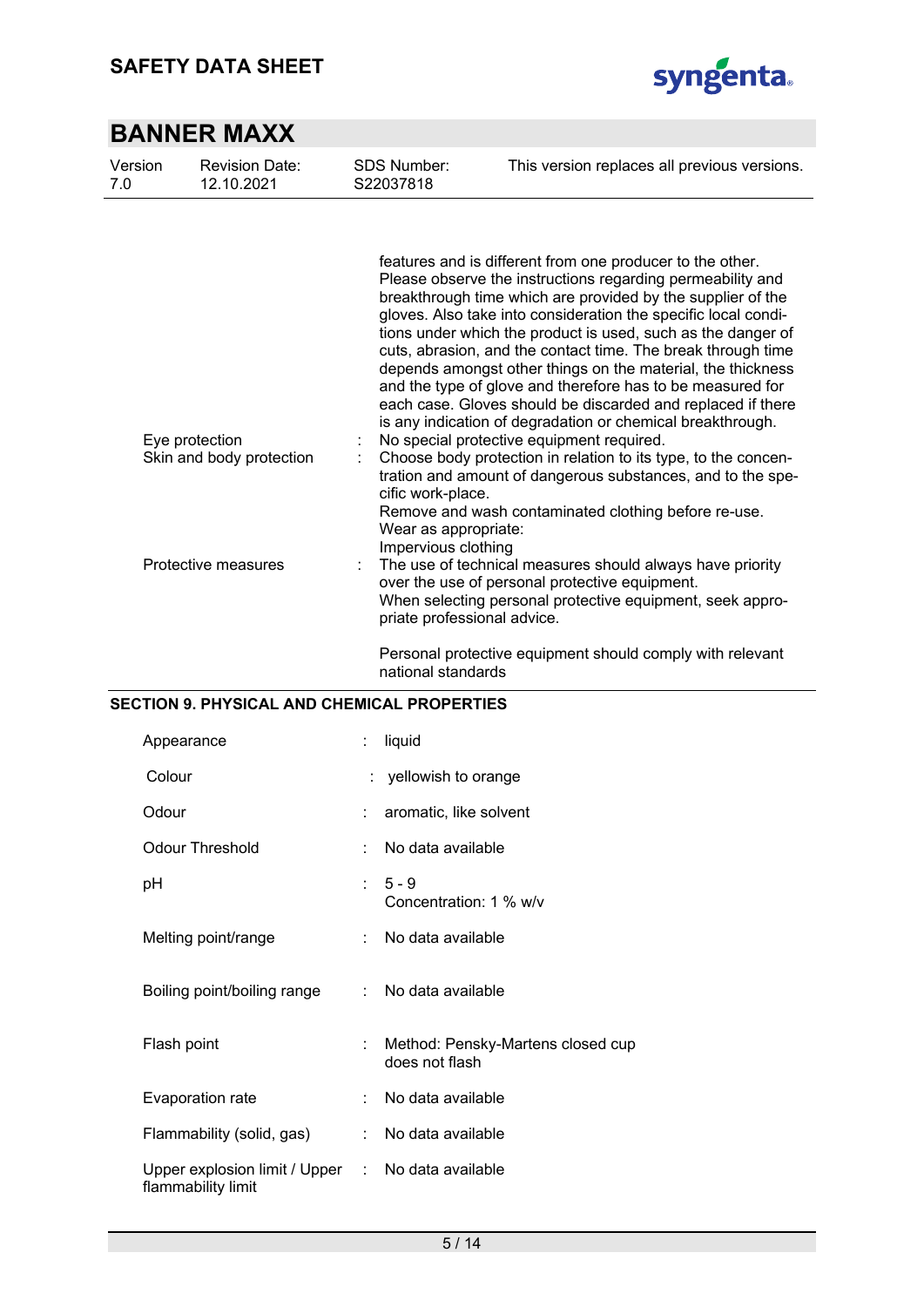| | | |
|---|---|---|
| | | features and is different from one producer to the other. Please observe the instructions regarding permeability and breakthrough time which are provided by the supplier of the gloves. Also take into consideration the specific local conditions under which the product is used, such as the danger of cuts, abrasion, and the contact time. The break through time depends amongst other things on the material, the thickness and the type of glove and therefore has to be measured for each case. Gloves should be discarded and replaced if there is any indication of degradation or chemical breakthrough. |
| Eye protection | : | No special protective equipment required. |
| Skin and body protection | : | Choose body protection in relation to its type, to the concentration and amount of dangerous substances, and to the specific work-place.<br>Remove and wash contaminated clothing before re-use.<br>Wear as appropriate:<br>Impervious clothing |
| Protective measures | : | The use of technical measures should always have priority over the use of personal protective equipment.<br>When selecting personal protective equipment, seek appropriate professional advice.<br><br>Personal protective equipment should comply with relevant national standards |

## SECTION 9. PHYSICAL AND CHEMICAL PROPERTIES

| | | |
|---|---|---|
| Appearance | : | liquid |
| Colour | : | yellowish to orange |
| Odour | : | aromatic, like solvent |
| Odour Threshold | : | No data available |
| pH | : | 5 - 9<br>Concentration: 1 % w/v |
| Melting point/range | : | No data available |
| Boiling point/boiling range | : | No data available |
| Flash point | : | Method: Pensky-Martens closed cup<br>does not flash |
| Evaporation rate | : | No data available |
| Flammability (solid, gas) | : | No data available |
| Upper explosion limit / Upper flammability limit | : | No data available |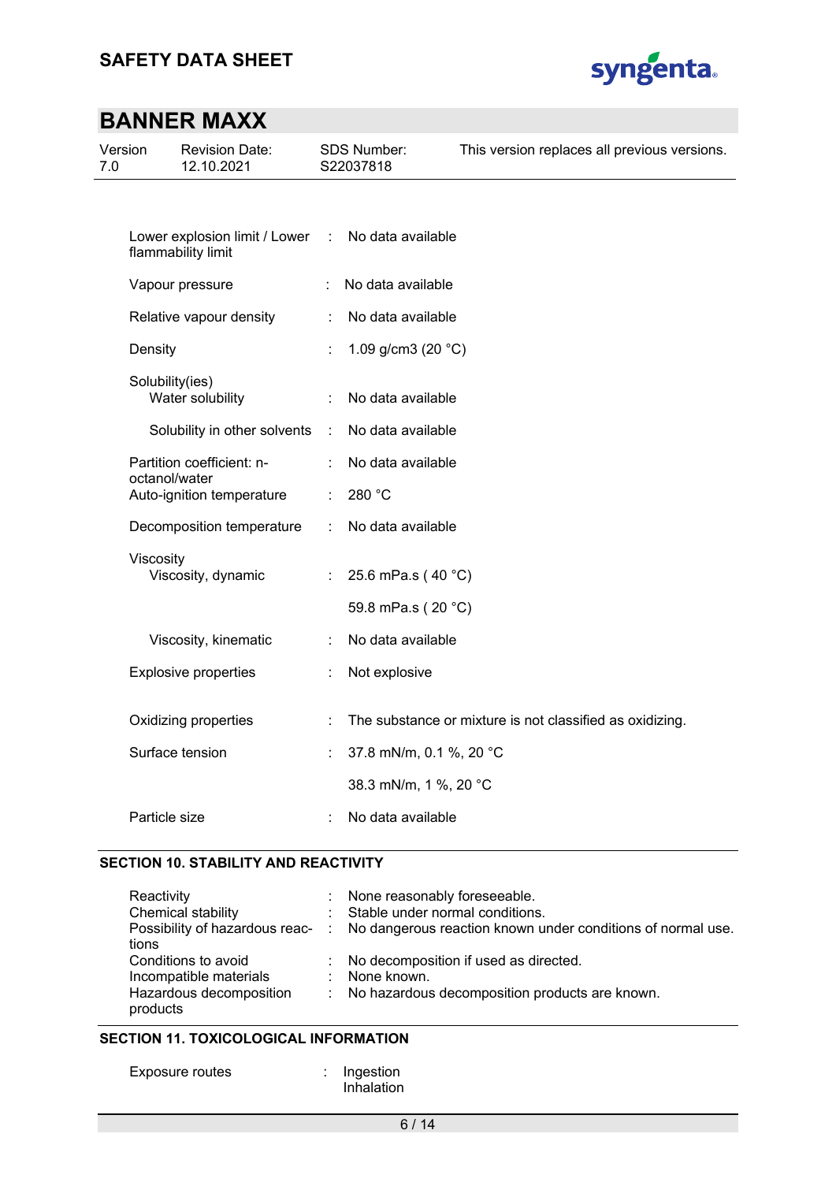| | | |
|---|---|---|
| Lower explosion limit / Lower flammability limit | : | No data available |
| Vapour pressure | : | No data available |
| Relative vapour density | : | No data available |
| Density | : | 1.09 g/cm3 (20 °C) |
| Solubility(ies) | | |
| Water solubility | : | No data available |
| Solubility in other solvents | : | No data available |
| Partition coefficient: n-octanol/water | : | No data available |
| Auto-ignition temperature | : | 280 °C |
| Decomposition temperature | : | No data available |
| Viscosity | | |
| Viscosity, dynamic | : | 25.6 mPa.s ( 40 °C) |
| | | 59.8 mPa.s ( 20 °C) |
| Viscosity, kinematic | : | No data available |
| Explosive properties | : | Not explosive |
| Oxidizing properties | : | The substance or mixture is not classified as oxidizing. |
| Surface tension | : | 37.8 mN/m, 0.1 %, 20 °C |
| | | 38.3 mN/m, 1 %, 20 °C |
| Particle size | : | No data available |

## SECTION 10. STABILITY AND REACTIVITY

| | | |
|---|---|---|
| Reactivity | : | None reasonably foreseeable. |
| Chemical stability | : | Stable under normal conditions. |
| Possibility of hazardous reactions | : | No dangerous reaction known under conditions of normal use. |
| Conditions to avoid | : | No decomposition if used as directed. |
| Incompatible materials | : | None known. |
| Hazardous decomposition products | : | No hazardous decomposition products are known. |

## SECTION 11. TOXICOLOGICAL INFORMATION

| | | |
|---|---|---|
| Exposure routes | : | Ingestion<br>Inhalation |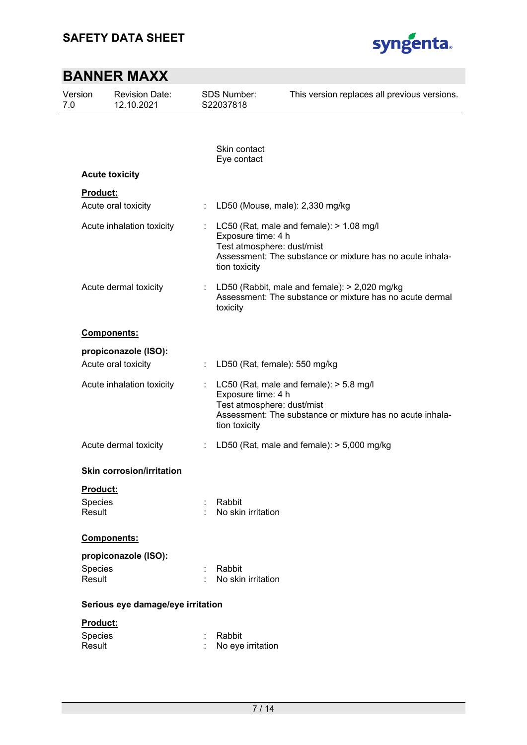Skin contact
Eye contact

**Acute toxicity**

**Product:**

| | | |
|---|---|---|
| Acute oral toxicity | : | LD50 (Mouse, male): 2,330 mg/kg |
| Acute inhalation toxicity | : | LC50 (Rat, male and female): > 1.08 mg/l<br>Exposure time: 4 h<br>Test atmosphere: dust/mist<br>Assessment: The substance or mixture has no acute inhalation toxicity |
| Acute dermal toxicity | : | LD50 (Rabbit, male and female): > 2,020 mg/kg<br>Assessment: The substance or mixture has no acute dermal toxicity |

**Components:**

**propiconazole (ISO):**

| | | |
|---|---|---|
| Acute oral toxicity | : | LD50 (Rat, female): 550 mg/kg |
| Acute inhalation toxicity | : | LC50 (Rat, male and female): > 5.8 mg/l<br>Exposure time: 4 h<br>Test atmosphere: dust/mist<br>Assessment: The substance or mixture has no acute inhalation toxicity |
| Acute dermal toxicity | : | LD50 (Rat, male and female): > 5,000 mg/kg |

**Skin corrosion/irritation**

**Product:**

| | | |
|---|---|---|
| Species | : | Rabbit |
| Result | : | No skin irritation |

**Components:**

**propiconazole (ISO):**

| | | |
|---|---|---|
| Species | : | Rabbit |
| Result | : | No skin irritation |

**Serious eye damage/eye irritation**

**Product:**

| | | |
|---|---|---|
| Species | : | Rabbit |
| Result | : | No eye irritation |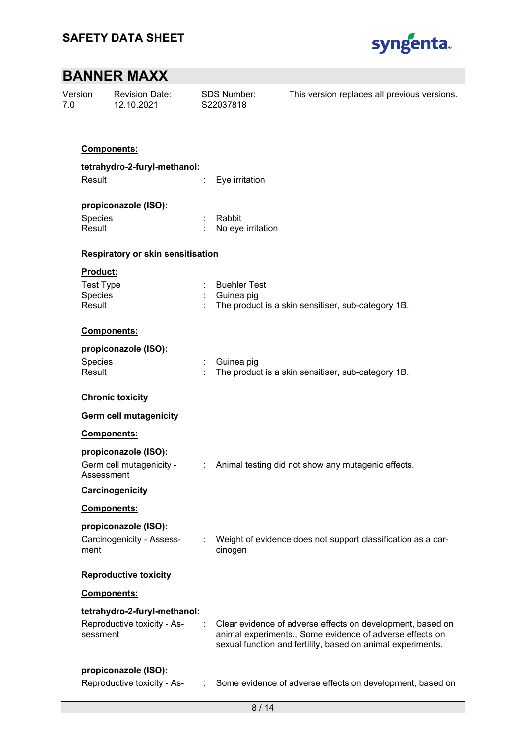**Components:**

**tetrahydro-2-furyl-methanol:**

Result : Eye irritation

**propiconazole (ISO):**

Species : Rabbit
Result : No eye irritation

**Respiratory or skin sensitisation**

**Product:**

Test Type : Buehler Test
Species : Guinea pig
Result : The product is a skin sensitiser, sub-category 1B.

**Components:**

**propiconazole (ISO):**

Species : Guinea pig
Result : The product is a skin sensitiser, sub-category 1B.

**Chronic toxicity**

**Germ cell mutagenicity**

**Components:**

**propiconazole (ISO):**

Germ cell mutagenicity - Assessment : Animal testing did not show any mutagenic effects.

**Carcinogenicity**

**Components:**

**propiconazole (ISO):**

Carcinogenicity - Assessment : Weight of evidence does not support classification as a carcinogen

**Reproductive toxicity**

**Components:**

**tetrahydro-2-furyl-methanol:**

Reproductive toxicity - Assessment : Clear evidence of adverse effects on development, based on animal experiments., Some evidence of adverse effects on sexual function and fertility, based on animal experiments.

**propiconazole (ISO):**

Reproductive toxicity - As- : Some evidence of adverse effects on development, based on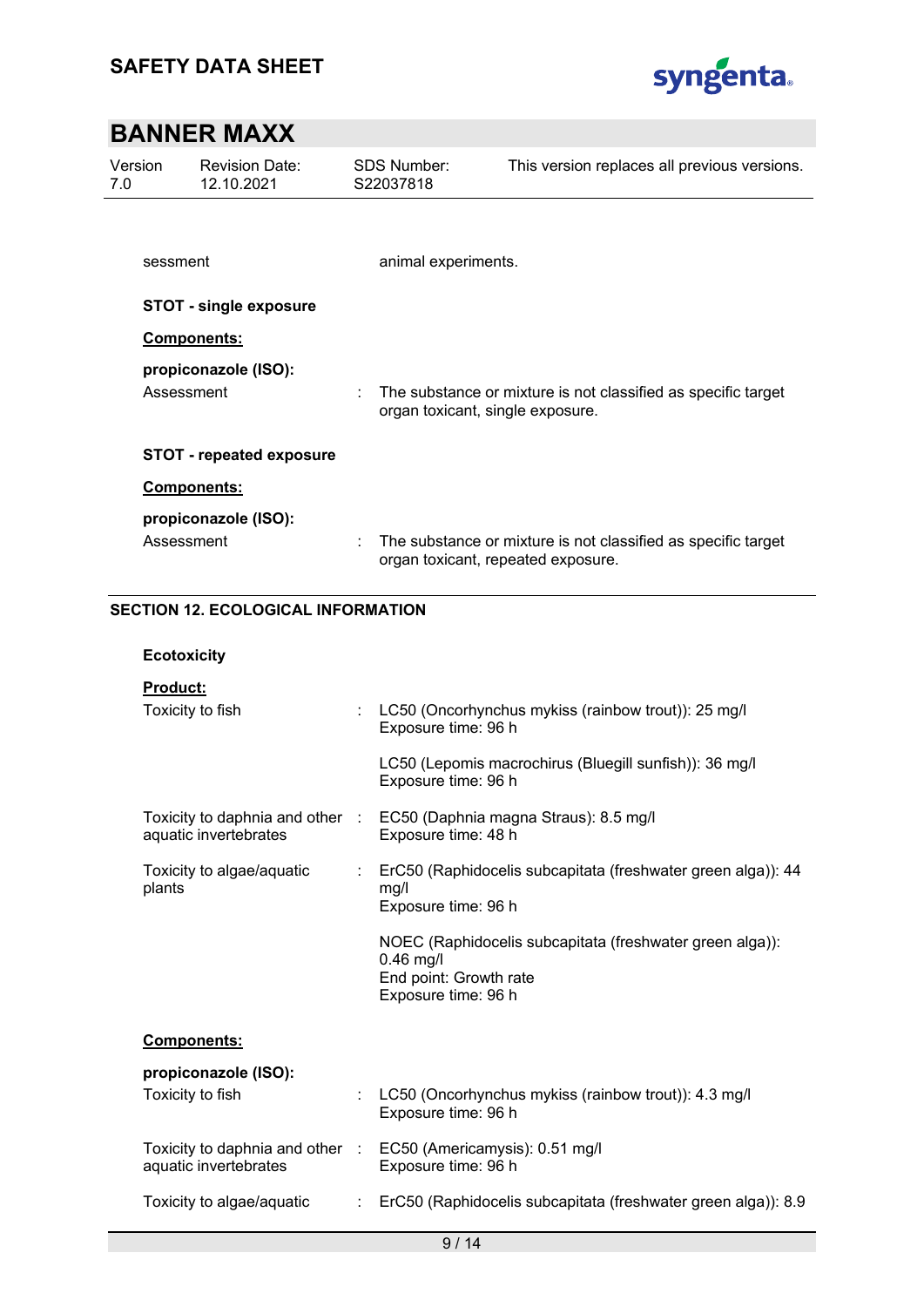sessment : animal experiments.

**STOT - single exposure**

**Components:**

**propiconazole (ISO):**

Assessment : The substance or mixture is not classified as specific target organ toxicant, single exposure.

**STOT - repeated exposure**

**Components:**

**propiconazole (ISO):**

Assessment : The substance or mixture is not classified as specific target organ toxicant, repeated exposure.

## SECTION 12. ECOLOGICAL INFORMATION

**Ecotoxicity**

**Product:**

Toxicity to fish : LC50 (Oncorhynchus mykiss (rainbow trout)): 25 mg/l
Exposure time: 96 h

LC50 (Lepomis macrochirus (Bluegill sunfish)): 36 mg/l
Exposure time: 96 h

Toxicity to daphnia and other aquatic invertebrates : EC50 (Daphnia magna Straus): 8.5 mg/l
Exposure time: 48 h

Toxicity to algae/aquatic plants : ErC50 (Raphidocelis subcapitata (freshwater green alga)): 44 mg/l
Exposure time: 96 h

NOEC (Raphidocelis subcapitata (freshwater green alga)): 0.46 mg/l
End point: Growth rate
Exposure time: 96 h

**Components:**

**propiconazole (ISO):**

Toxicity to fish : LC50 (Oncorhynchus mykiss (rainbow trout)): 4.3 mg/l
Exposure time: 96 h

Toxicity to daphnia and other aquatic invertebrates : EC50 (Americamysis): 0.51 mg/l
Exposure time: 96 h

Toxicity to algae/aquatic : ErC50 (Raphidocelis subcapitata (freshwater green alga)): 8.9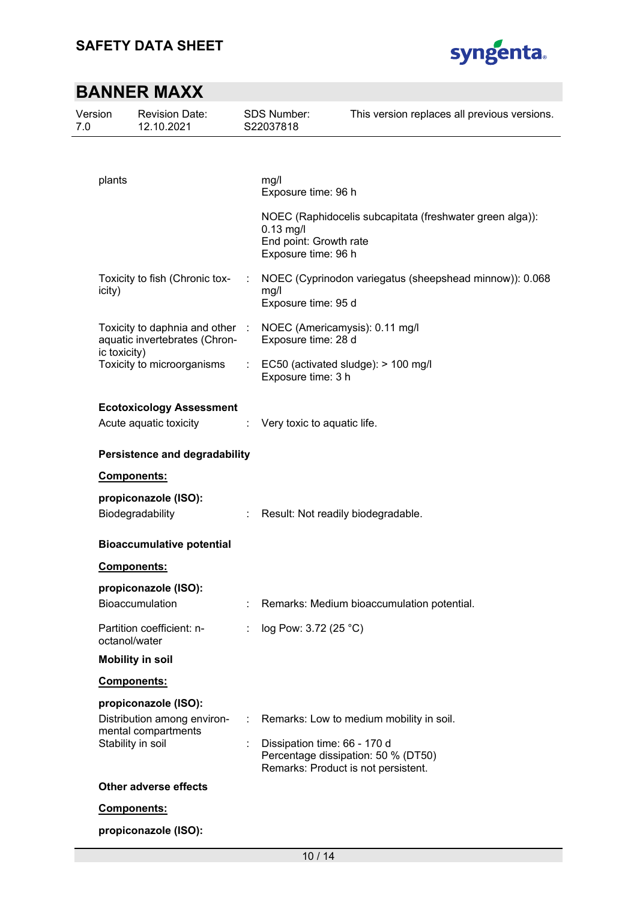| | | |
|---|---|---|
| plants | | mg/l<br>Exposure time: 96 h |
| | | NOEC (Raphidocelis subcapitata (freshwater green alga)): 0.13 mg/l<br>End point: Growth rate<br>Exposure time: 96 h |
| Toxicity to fish (Chronic toxicity) | : | NOEC (Cyprinodon variegatus (sheepshead minnow)): 0.068 mg/l<br>Exposure time: 95 d |
| Toxicity to daphnia and other aquatic invertebrates (Chronic toxicity) | : | NOEC (Americamysis): 0.11 mg/l<br>Exposure time: 28 d |
| Toxicity to microorganisms | : | EC50 (activated sludge): > 100 mg/l<br>Exposure time: 3 h |

**Ecotoxicology Assessment**

| | | |
|---|---|---|
| Acute aquatic toxicity | : | Very toxic to aquatic life. |

**Persistence and degradability**

**Components:**

**propiconazole (ISO):**

| | | |
|---|---|---|
| Biodegradability | : | Result: Not readily biodegradable. |

**Bioaccumulative potential**

**Components:**

**propiconazole (ISO):**

| | | |
|---|---|---|
| Bioaccumulation | : | Remarks: Medium bioaccumulation potential. |
| Partition coefficient: n-octanol/water | : | log Pow: 3.72 (25 °C) |

**Mobility in soil**

**Components:**

**propiconazole (ISO):**

| | | |
|---|---|---|
| Distribution among environmental compartments | : | Remarks: Low to medium mobility in soil. |
| Stability in soil | : | Dissipation time: 66 - 170 d<br>Percentage dissipation: 50 % (DT50)<br>Remarks: Product is not persistent. |

**Other adverse effects**

**Components:**

**propiconazole (ISO):**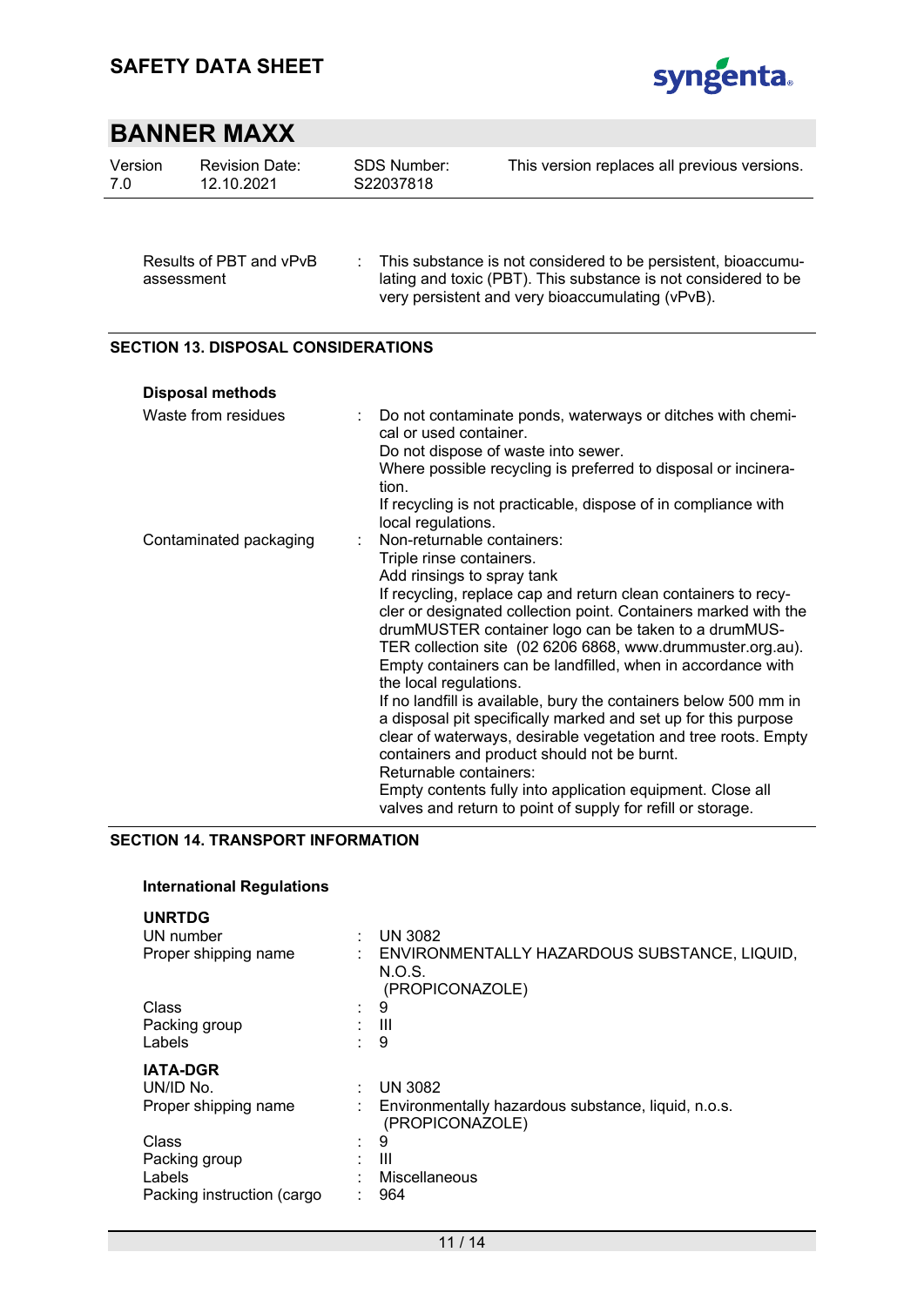| | | |
|---|---|---|
| Results of PBT and vPvB assessment | : | This substance is not considered to be persistent, bioaccumulating and toxic (PBT). This substance is not considered to be very persistent and very bioaccumulating (vPvB). |

## SECTION 13. DISPOSAL CONSIDERATIONS

**Disposal methods**

| | | |
|---|---|---|
| Waste from residues | : | Do not contaminate ponds, waterways or ditches with chemical or used container.<br>Do not dispose of waste into sewer.<br>Where possible recycling is preferred to disposal or incineration.<br>If recycling is not practicable, dispose of in compliance with local regulations. |
| Contaminated packaging | : | Non-returnable containers:<br>Triple rinse containers.<br>Add rinsings to spray tank<br>If recycling, replace cap and return clean containers to recycler or designated collection point. Containers marked with the drumMUSTER container logo can be taken to a drumMUSTER collection site (02 6206 6868, www.drummuster.org.au).<br>Empty containers can be landfilled, when in accordance with the local regulations.<br>If no landfill is available, bury the containers below 500 mm in a disposal pit specifically marked and set up for this purpose clear of waterways, desirable vegetation and tree roots. Empty containers and product should not be burnt.<br>Returnable containers:<br>Empty contents fully into application equipment. Close all valves and return to point of supply for refill or storage. |

## SECTION 14. TRANSPORT INFORMATION

**International Regulations**

**UNRTDG**

| | | |
|---|---|---|
| UN number | : | UN 3082 |
| Proper shipping name | : | ENVIRONMENTALLY HAZARDOUS SUBSTANCE, LIQUID, N.O.S.<br>(PROPICONAZOLE) |
| Class | : | 9 |
| Packing group | : | III |
| Labels | : | 9 |

**IATA-DGR**

| | | |
|---|---|---|
| UN/ID No. | : | UN 3082 |
| Proper shipping name | : | Environmentally hazardous substance, liquid, n.o.s.<br>(PROPICONAZOLE) |
| Class | : | 9 |
| Packing group | : | III |
| Labels | : | Miscellaneous |
| Packing instruction (cargo | : | 964 |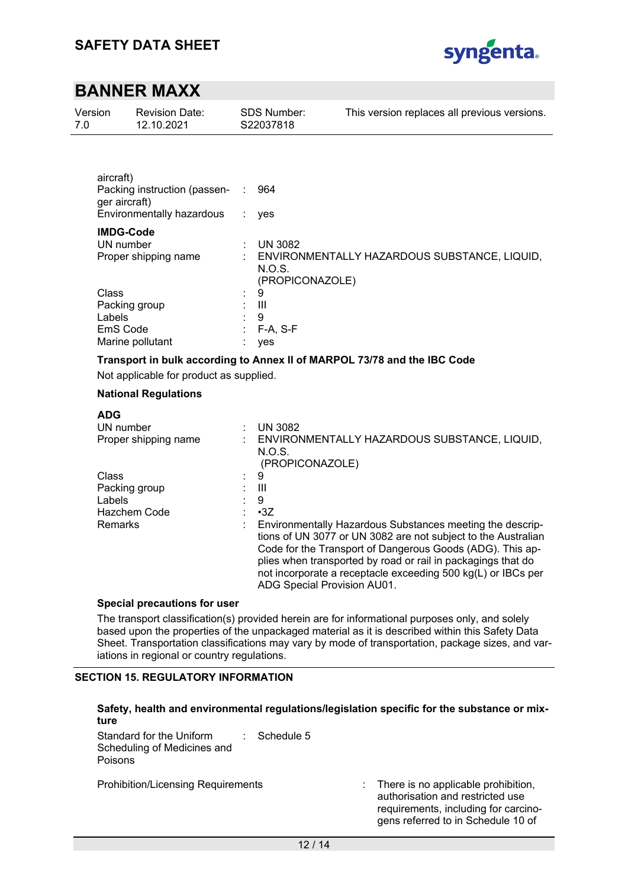aircraft)

| | | |
|---|---|---|
| Packing instruction (passenger aircraft) | : | 964 |
| Environmentally hazardous | : | yes |

**IMDG-Code**

| | | |
|---|---|---|
| UN number | : | UN 3082 |
| Proper shipping name | : | ENVIRONMENTALLY HAZARDOUS SUBSTANCE, LIQUID, N.O.S. (PROPICONAZOLE) |
| Class | : | 9 |
| Packing group | : | III |
| Labels | : | 9 |
| EmS Code | : | F-A, S-F |
| Marine pollutant | : | yes |

**Transport in bulk according to Annex II of MARPOL 73/78 and the IBC Code**

Not applicable for product as supplied.

**National Regulations**

**ADG**

| | | |
|---|---|---|
| UN number | : | UN 3082 |
| Proper shipping name | : | ENVIRONMENTALLY HAZARDOUS SUBSTANCE, LIQUID, N.O.S. (PROPICONAZOLE) |
| Class | : | 9 |
| Packing group | : | III |
| Labels | : | 9 |
| Hazchem Code | : | •3Z |
| Remarks | : | Environmentally Hazardous Substances meeting the descriptions of UN 3077 or UN 3082 are not subject to the Australian Code for the Transport of Dangerous Goods (ADG). This applies when transported by road or rail in packagings that do not incorporate a receptacle exceeding 500 kg(L) or IBCs per ADG Special Provision AU01. |

**Special precautions for user**

The transport classification(s) provided herein are for informational purposes only, and solely based upon the properties of the unpackaged material as it is described within this Safety Data Sheet. Transportation classifications may vary by mode of transportation, package sizes, and variations in regional or country regulations.

## SECTION 15. REGULATORY INFORMATION

**Safety, health and environmental regulations/legislation specific for the substance or mixture**

| | | |
|---|---|---|
| Standard for the Uniform Scheduling of Medicines and Poisons | : | Schedule 5 |
| Prohibition/Licensing Requirements | : | There is no applicable prohibition, authorisation and restricted use requirements, including for carcinogens referred to in Schedule 10 of |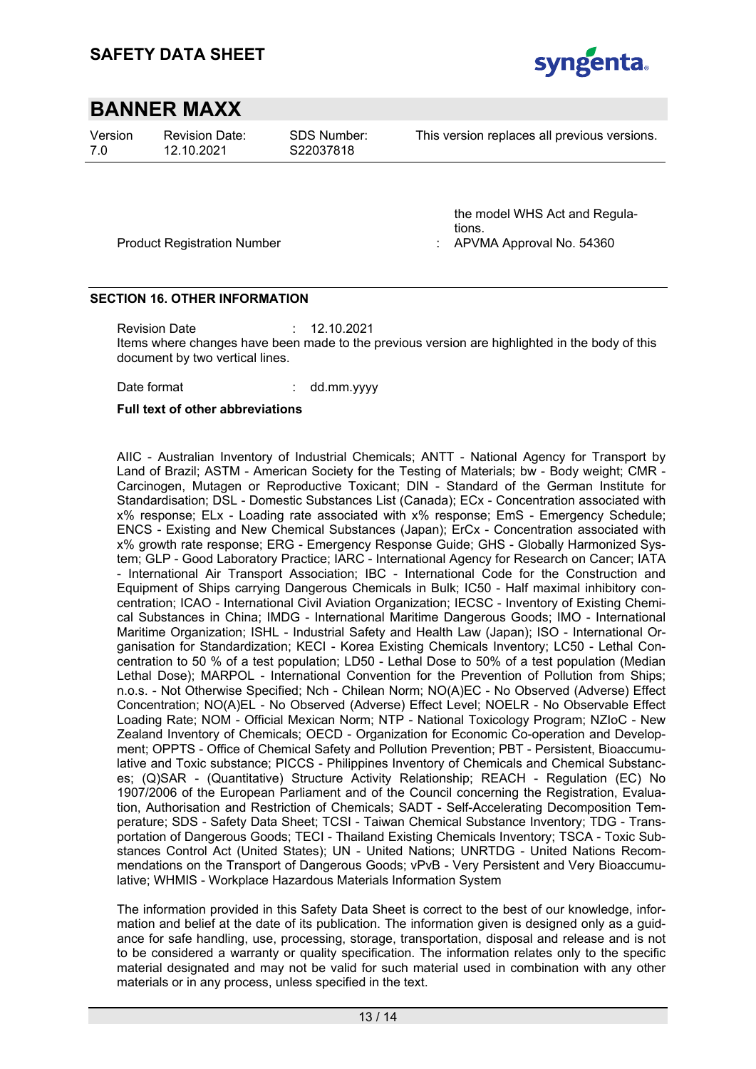the model WHS Act and Regulations.

Product Registration Number : APVMA Approval No. 54360

## SECTION 16. OTHER INFORMATION

Revision Date : 12.10.2021

Items where changes have been made to the previous version are highlighted in the body of this document by two vertical lines.

Date format : dd.mm.yyyy

**Full text of other abbreviations**

AIIC - Australian Inventory of Industrial Chemicals; ANTT - National Agency for Transport by Land of Brazil; ASTM - American Society for the Testing of Materials; bw - Body weight; CMR - Carcinogen, Mutagen or Reproductive Toxicant; DIN - Standard of the German Institute for Standardisation; DSL - Domestic Substances List (Canada); ECx - Concentration associated with x% response; ELx - Loading rate associated with x% response; EmS - Emergency Schedule; ENCS - Existing and New Chemical Substances (Japan); ErCx - Concentration associated with x% growth rate response; ERG - Emergency Response Guide; GHS - Globally Harmonized System; GLP - Good Laboratory Practice; IARC - International Agency for Research on Cancer; IATA - International Air Transport Association; IBC - International Code for the Construction and Equipment of Ships carrying Dangerous Chemicals in Bulk; IC50 - Half maximal inhibitory concentration; ICAO - International Civil Aviation Organization; IECSC - Inventory of Existing Chemical Substances in China; IMDG - International Maritime Dangerous Goods; IMO - International Maritime Organization; ISHL - Industrial Safety and Health Law (Japan); ISO - International Organisation for Standardization; KECI - Korea Existing Chemicals Inventory; LC50 - Lethal Concentration to 50 % of a test population; LD50 - Lethal Dose to 50% of a test population (Median Lethal Dose); MARPOL - International Convention for the Prevention of Pollution from Ships; n.o.s. - Not Otherwise Specified; Nch - Chilean Norm; NO(A)EC - No Observed (Adverse) Effect Concentration; NO(A)EL - No Observed (Adverse) Effect Level; NOELR - No Observable Effect Loading Rate; NOM - Official Mexican Norm; NTP - National Toxicology Program; NZIoC - New Zealand Inventory of Chemicals; OECD - Organization for Economic Co-operation and Development; OPPTS - Office of Chemical Safety and Pollution Prevention; PBT - Persistent, Bioaccumulative and Toxic substance; PICCS - Philippines Inventory of Chemicals and Chemical Substances; (Q)SAR - (Quantitative) Structure Activity Relationship; REACH - Regulation (EC) No 1907/2006 of the European Parliament and of the Council concerning the Registration, Evaluation, Authorisation and Restriction of Chemicals; SADT - Self-Accelerating Decomposition Temperature; SDS - Safety Data Sheet; TCSI - Taiwan Chemical Substance Inventory; TDG - Transportation of Dangerous Goods; TECI - Thailand Existing Chemicals Inventory; TSCA - Toxic Substances Control Act (United States); UN - United Nations; UNRTDG - United Nations Recommendations on the Transport of Dangerous Goods; vPvB - Very Persistent and Very Bioaccumulative; WHMIS - Workplace Hazardous Materials Information System

The information provided in this Safety Data Sheet is correct to the best of our knowledge, information and belief at the date of its publication. The information given is designed only as a guidance for safe handling, use, processing, storage, transportation, disposal and release and is not to be considered a warranty or quality specification. The information relates only to the specific material designated and may not be valid for such material used in combination with any other materials or in any process, unless specified in the text.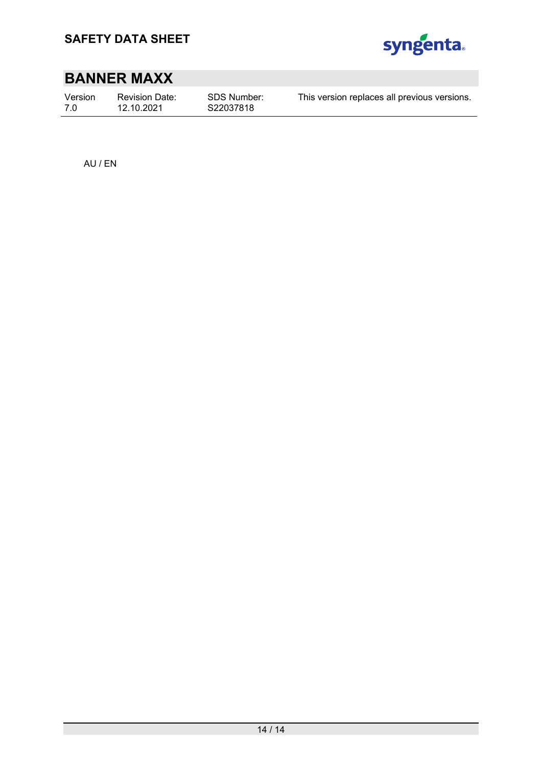AU / EN